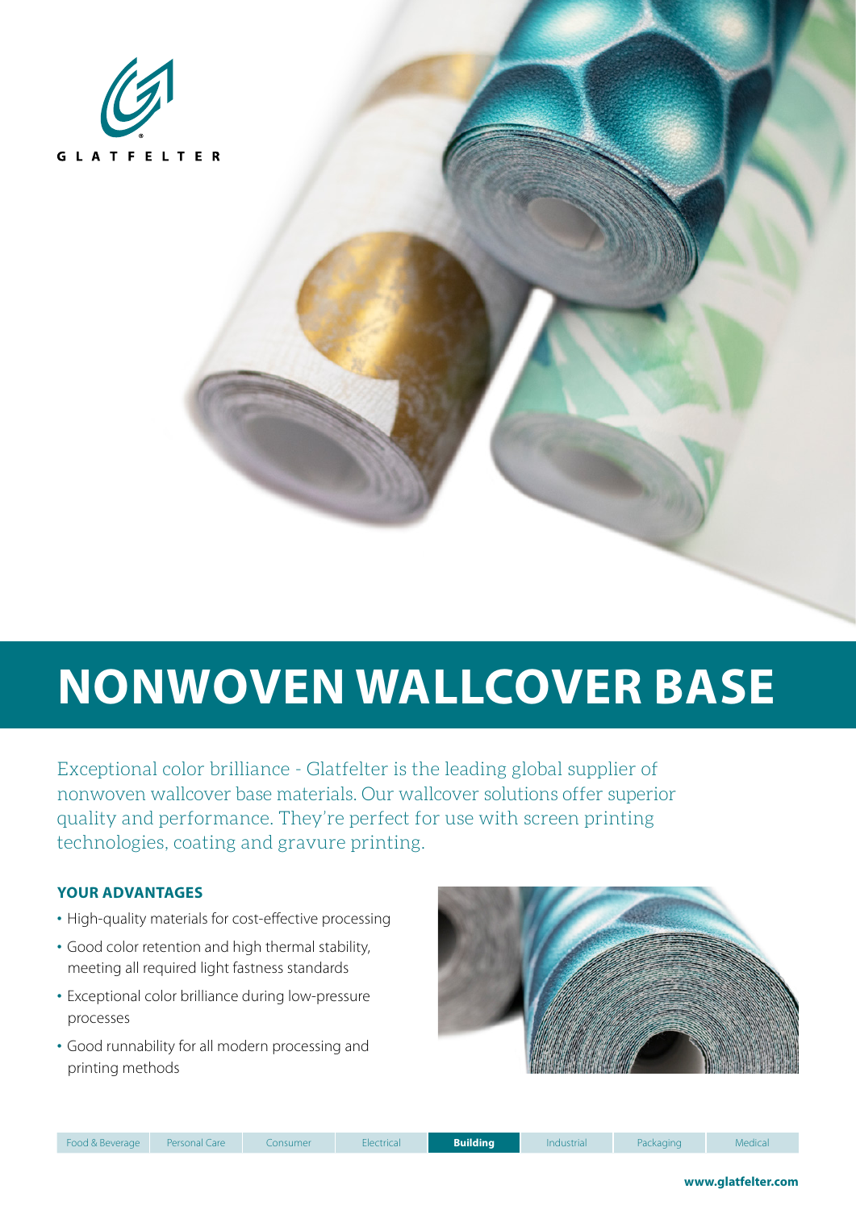GLATFELTER

# NONWOVEN WALLCOVER BASE

Exceptional color brilliance - Glatfelter is the leading global supplier of nonwoven wallcover base materials. Our wallcover solutions offer superior quality and performance. They're perfect for use with screen printing technologies, coating and gravure printing.

### YOUR ADVANTAGES

- High-quality materials for cost-effective processing
- Good color retention and high thermal stability, meeting all required light fastness standards
- Exceptional color brilliance during low-pressure processes
- Good runnability for all modern processing and printing methods

Food & Beverage | Personal Care | Consumer | Electrical | **Building** | Industrial | Packaging | Medical

**www.glatfelter.com**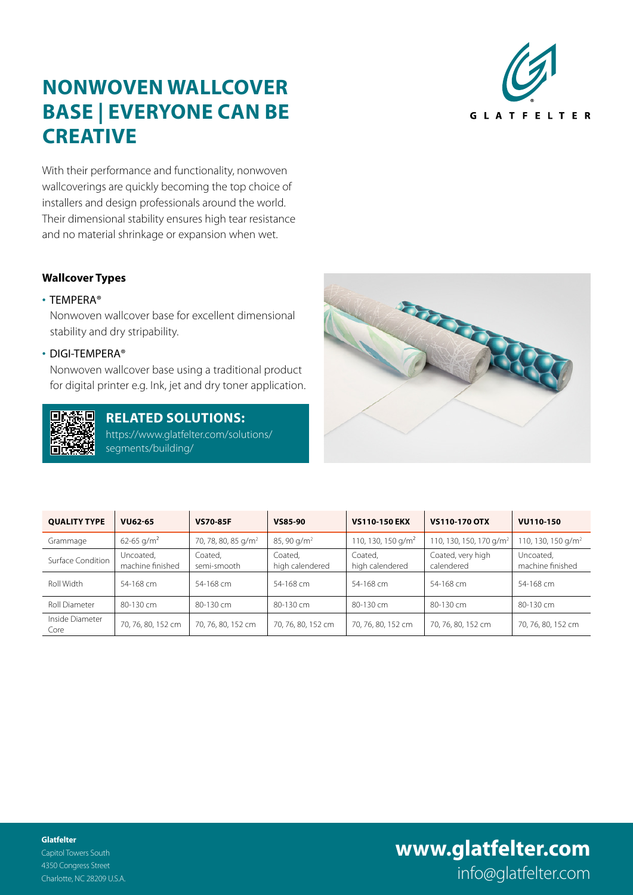# NONWOVEN WALLCOVER BASE | EVERYONE CAN BE CREATIVE

GLATFELTER

With their performance and functionality, nonwoven wallcoverings are quickly becoming the top choice of installers and design professionals around the world. Their dimensional stability ensures high tear resistance and no material shrinkage or expansion when wet.

**Wallcover Types**

- TEMPERA®
  Nonwoven wallcover base for excellent dimensional stability and dry stripability.
- DIGI-TEMPERA®
  Nonwoven wallcover base using a traditional product for digital printer e.g. Ink, jet and dry toner application.

## RELATED SOLUTIONS:

https://www.glatfelter.com/solutions/segments/building/

| QUALITY TYPE | VU62-65 | VS70-85F | VS85-90 | VS110-150 EKX | VS110-170 OTX | VU110-150 |
|---|---|---|---|---|---|---|
| Grammage | 62-65 g/m² | 70, 78, 80, 85 g/m² | 85, 90 g/m² | 110, 130, 150 g/m² | 110, 130, 150, 170 g/m² | 110, 130, 150 g/m² |
| Surface Condition | Uncoated, machine finished | Coated, semi-smooth | Coated, high calendered | Coated, high calendered | Coated, very high calendered | Uncoated, machine finished |
| Roll Width | 54-168 cm | 54-168 cm | 54-168 cm | 54-168 cm | 54-168 cm | 54-168 cm |
| Roll Diameter | 80-130 cm | 80-130 cm | 80-130 cm | 80-130 cm | 80-130 cm | 80-130 cm |
| Inside Diameter Core | 70, 76, 80, 152 cm | 70, 76, 80, 152 cm | 70, 76, 80, 152 cm | 70, 76, 80, 152 cm | 70, 76, 80, 152 cm | 70, 76, 80, 152 cm |

**Glatfelter**
Capitol Towers South
4350 Congress Street
Charlotte, NC 28209 U.S.A.

**www.glatfelter.com**
info@glatfelter.com